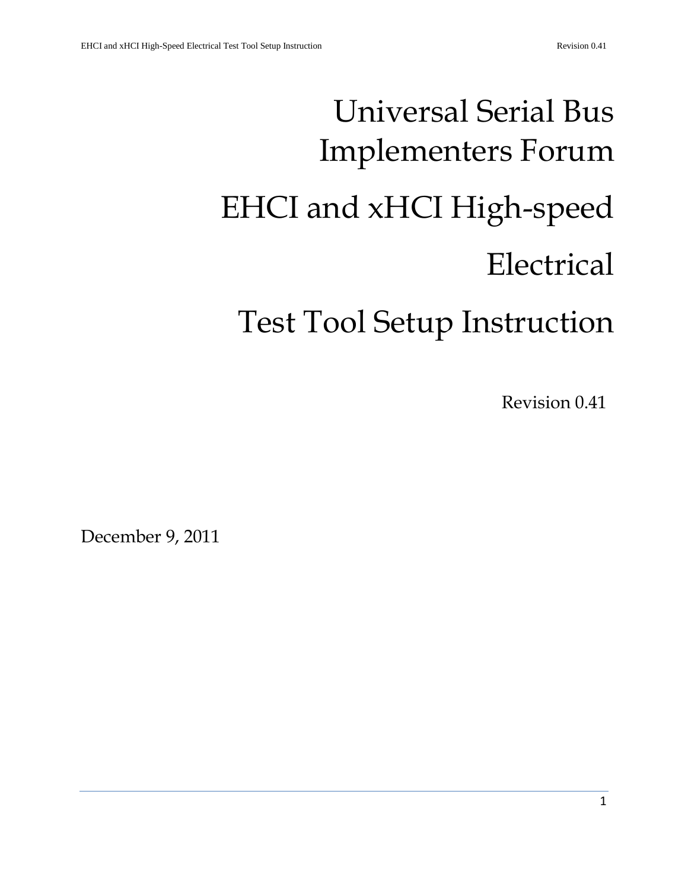# Universal Serial Bus Implementers Forum

# EHCI and xHCI High-speed Electrical Test Tool Setup Instruction

Revision 0.41

December 9, 2011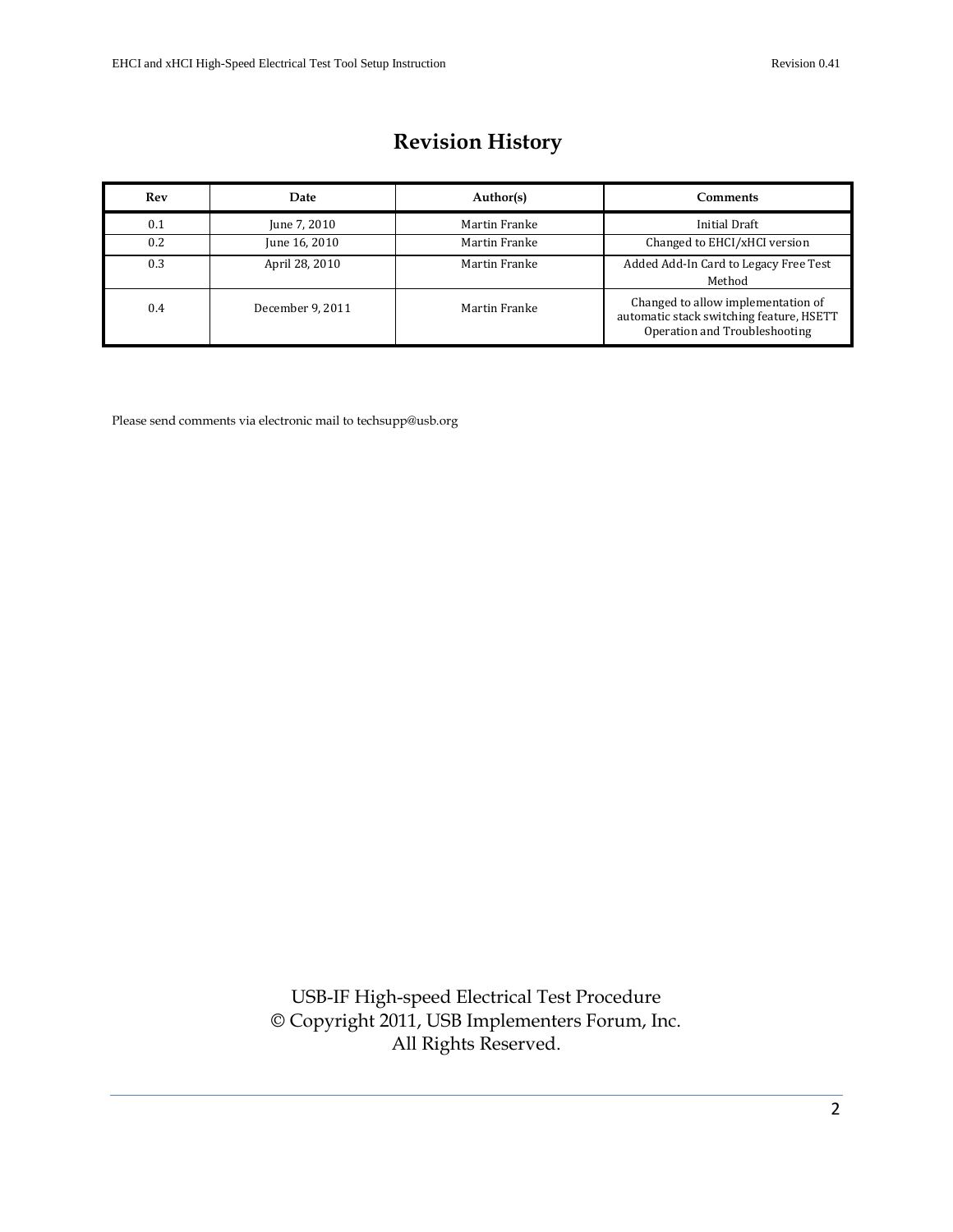# Revision History

| Rev | Date | Author(s) | Comments |
|---|---|---|---|
| 0.1 | June 7, 2010 | Martin Franke | Initial Draft |
| 0.2 | June 16, 2010 | Martin Franke | Changed to EHCI/xHCI version |
| 0.3 | April 28, 2010 | Martin Franke | Added Add-In Card to Legacy Free Test Method |
| 0.4 | December 9, 2011 | Martin Franke | Changed to allow implementation of automatic stack switching feature, HSETT Operation and Troubleshooting |

Please send comments via electronic mail to techsupp@usb.org

USB-IF High-speed Electrical Test Procedure
© Copyright 2011, USB Implementers Forum, Inc.
All Rights Reserved.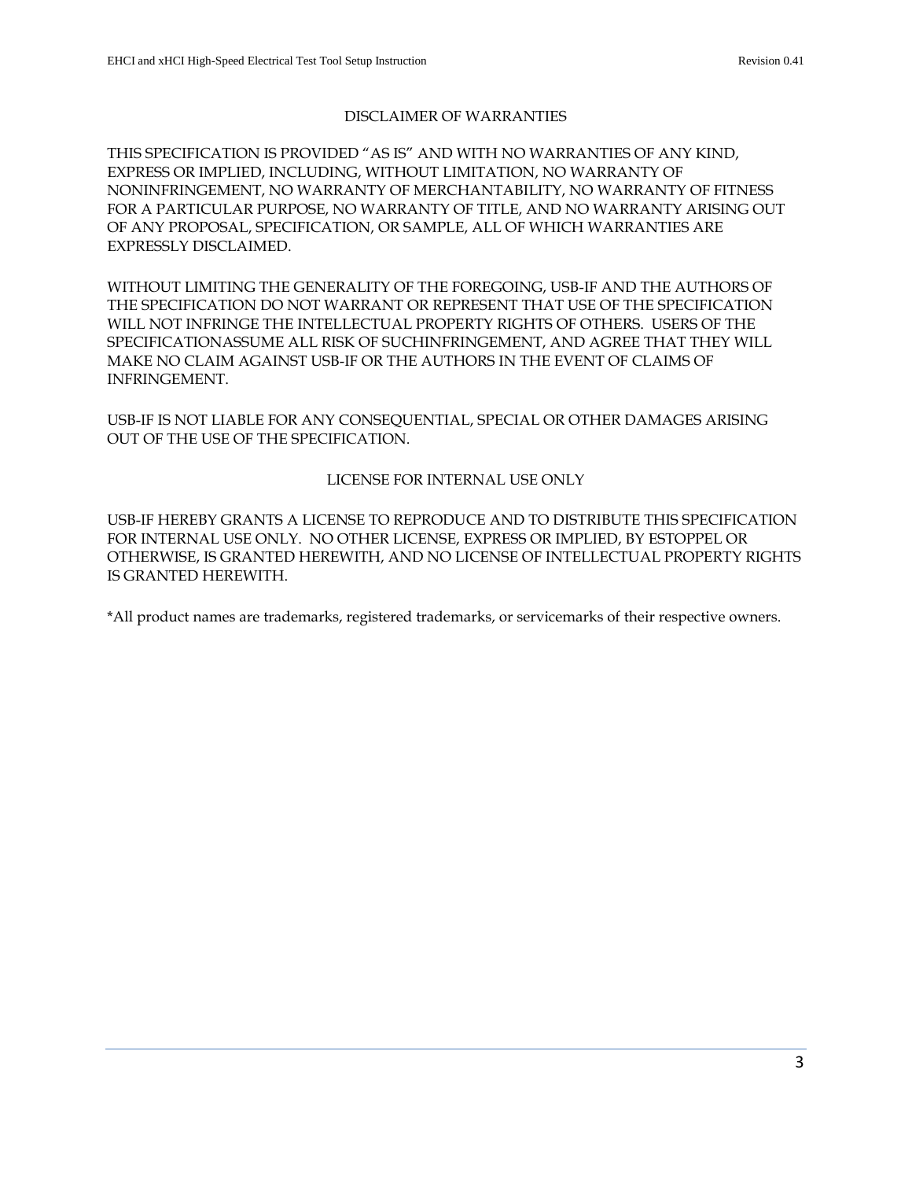## DISCLAIMER OF WARRANTIES

THIS SPECIFICATION IS PROVIDED "AS IS" AND WITH NO WARRANTIES OF ANY KIND, EXPRESS OR IMPLIED, INCLUDING, WITHOUT LIMITATION, NO WARRANTY OF NONINFRINGEMENT, NO WARRANTY OF MERCHANTABILITY, NO WARRANTY OF FITNESS FOR A PARTICULAR PURPOSE, NO WARRANTY OF TITLE, AND NO WARRANTY ARISING OUT OF ANY PROPOSAL, SPECIFICATION, OR SAMPLE, ALL OF WHICH WARRANTIES ARE EXPRESSLY DISCLAIMED.

WITHOUT LIMITING THE GENERALITY OF THE FOREGOING, USB-IF AND THE AUTHORS OF THE SPECIFICATION DO NOT WARRANT OR REPRESENT THAT USE OF THE SPECIFICATION WILL NOT INFRINGE THE INTELLECTUAL PROPERTY RIGHTS OF OTHERS. USERS OF THE SPECIFICATIONASSUME ALL RISK OF SUCHINFRINGEMENT, AND AGREE THAT THEY WILL MAKE NO CLAIM AGAINST USB-IF OR THE AUTHORS IN THE EVENT OF CLAIMS OF INFRINGEMENT.

USB-IF IS NOT LIABLE FOR ANY CONSEQUENTIAL, SPECIAL OR OTHER DAMAGES ARISING OUT OF THE USE OF THE SPECIFICATION.

## LICENSE FOR INTERNAL USE ONLY

USB-IF HEREBY GRANTS A LICENSE TO REPRODUCE AND TO DISTRIBUTE THIS SPECIFICATION FOR INTERNAL USE ONLY. NO OTHER LICENSE, EXPRESS OR IMPLIED, BY ESTOPPEL OR OTHERWISE, IS GRANTED HEREWITH, AND NO LICENSE OF INTELLECTUAL PROPERTY RIGHTS IS GRANTED HEREWITH.

*All product names are trademarks, registered trademarks, or servicemarks of their respective owners.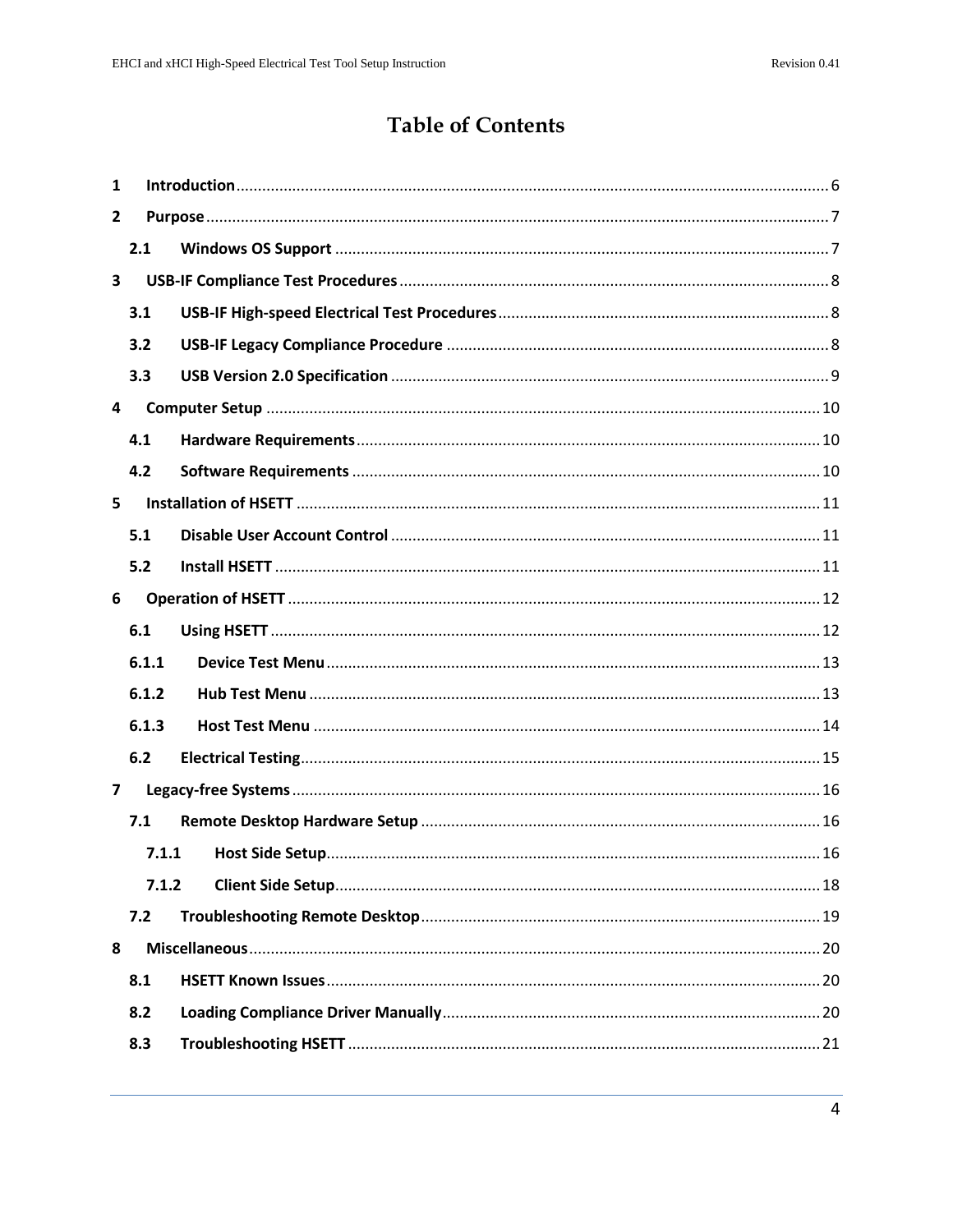# Table of Contents

1 Introduction ........ 6
2 Purpose ........ 7
  2.1 Windows OS Support ........ 7
3 USB-IF Compliance Test Procedures ........ 8
  3.1 USB-IF High-speed Electrical Test Procedures ........ 8
  3.2 USB-IF Legacy Compliance Procedure ........ 8
  3.3 USB Version 2.0 Specification ........ 9
4 Computer Setup ........ 10
  4.1 Hardware Requirements ........ 10
  4.2 Software Requirements ........ 10
5 Installation of HSETT ........ 11
  5.1 Disable User Account Control ........ 11
  5.2 Install HSETT ........ 11
6 Operation of HSETT ........ 12
  6.1 Using HSETT ........ 12
  6.1.1 Device Test Menu ........ 13
  6.1.2 Hub Test Menu ........ 13
  6.1.3 Host Test Menu ........ 14
  6.2 Electrical Testing ........ 15
7 Legacy-free Systems ........ 16
  7.1 Remote Desktop Hardware Setup ........ 16
    7.1.1 Host Side Setup ........ 16
    7.1.2 Client Side Setup ........ 18
  7.2 Troubleshooting Remote Desktop ........ 19
8 Miscellaneous ........ 20
  8.1 HSETT Known Issues ........ 20
  8.2 Loading Compliance Driver Manually ........ 20
  8.3 Troubleshooting HSETT ........ 21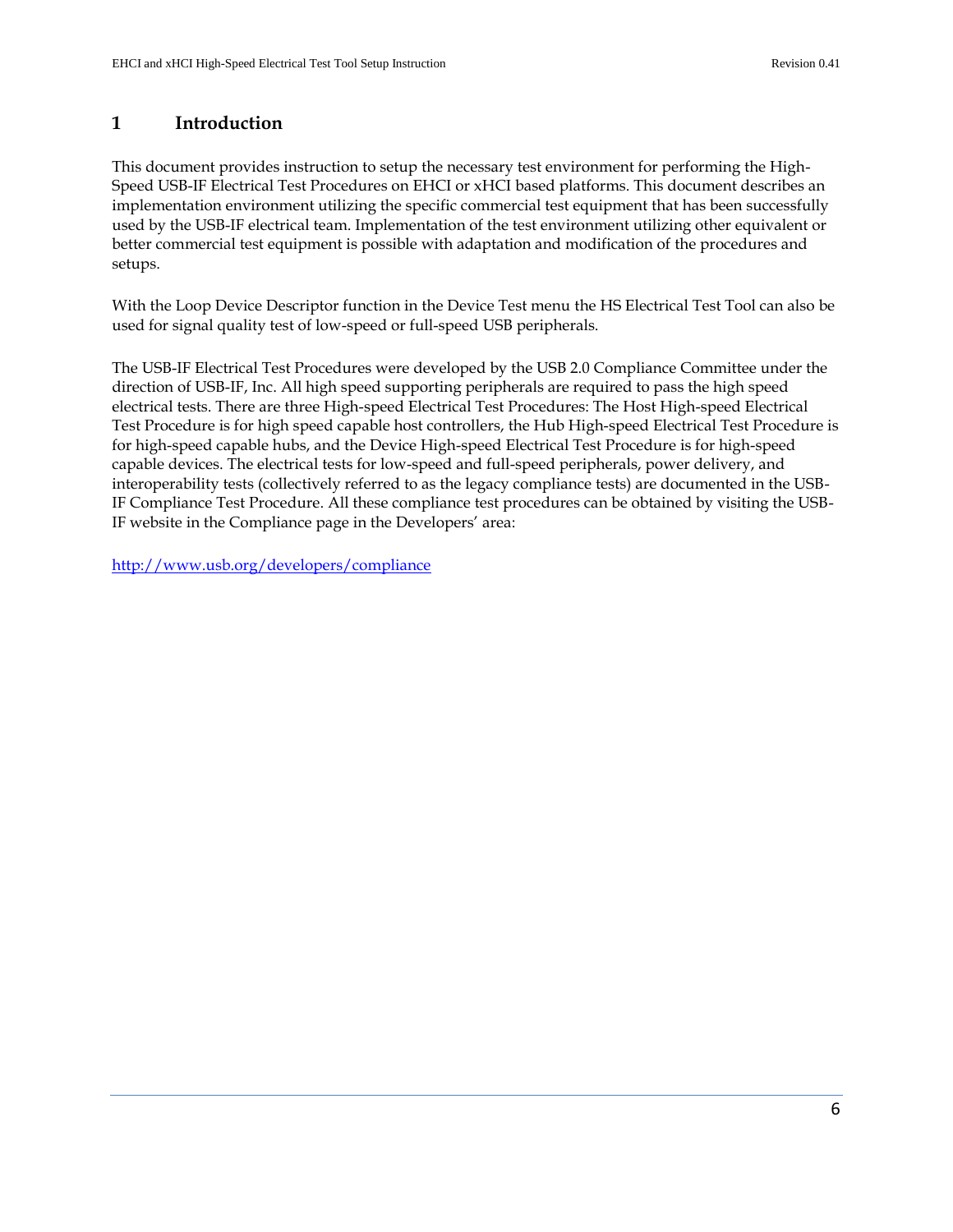# 1 Introduction

This document provides instruction to setup the necessary test environment for performing the High-Speed USB-IF Electrical Test Procedures on EHCI or xHCI based platforms. This document describes an implementation environment utilizing the specific commercial test equipment that has been successfully used by the USB-IF electrical team. Implementation of the test environment utilizing other equivalent or better commercial test equipment is possible with adaptation and modification of the procedures and setups.

With the Loop Device Descriptor function in the Device Test menu the HS Electrical Test Tool can also be used for signal quality test of low-speed or full-speed USB peripherals.

The USB-IF Electrical Test Procedures were developed by the USB 2.0 Compliance Committee under the direction of USB-IF, Inc. All high speed supporting peripherals are required to pass the high speed electrical tests. There are three High-speed Electrical Test Procedures: The Host High-speed Electrical Test Procedure is for high speed capable host controllers, the Hub High-speed Electrical Test Procedure is for high-speed capable hubs, and the Device High-speed Electrical Test Procedure is for high-speed capable devices. The electrical tests for low-speed and full-speed peripherals, power delivery, and interoperability tests (collectively referred to as the legacy compliance tests) are documented in the USB-IF Compliance Test Procedure. All these compliance test procedures can be obtained by visiting the USB-IF website in the Compliance page in the Developers' area:

http://www.usb.org/developers/compliance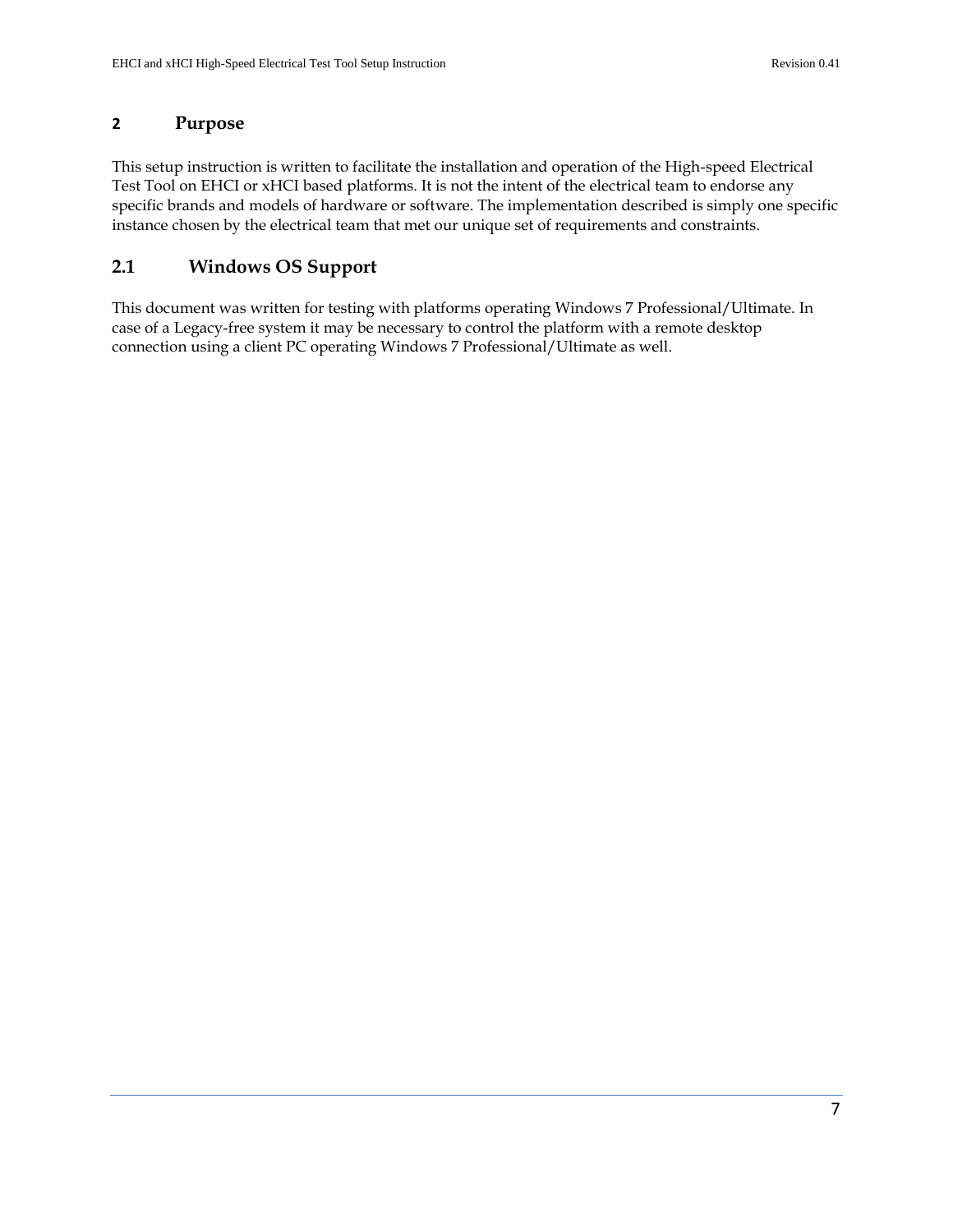# 2 Purpose

This setup instruction is written to facilitate the installation and operation of the High-speed Electrical Test Tool on EHCI or xHCI based platforms. It is not the intent of the electrical team to endorse any specific brands and models of hardware or software. The implementation described is simply one specific instance chosen by the electrical team that met our unique set of requirements and constraints.

## 2.1 Windows OS Support

This document was written for testing with platforms operating Windows 7 Professional/Ultimate. In case of a Legacy-free system it may be necessary to control the platform with a remote desktop connection using a client PC operating Windows 7 Professional/Ultimate as well.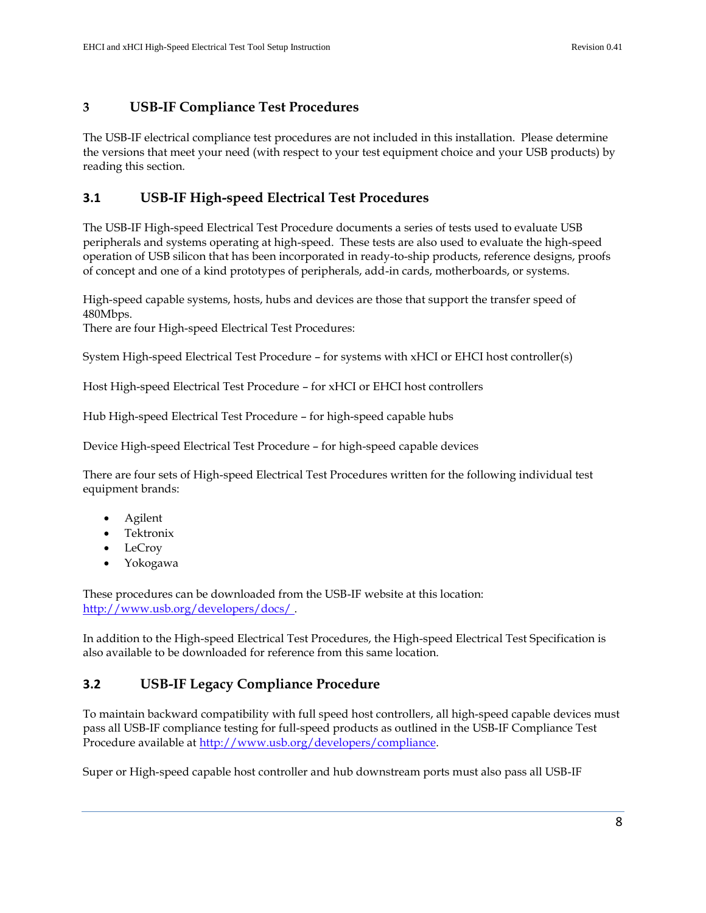# 3 USB-IF Compliance Test Procedures

The USB-IF electrical compliance test procedures are not included in this installation. Please determine the versions that meet your need (with respect to your test equipment choice and your USB products) by reading this section.

## 3.1 USB-IF High-speed Electrical Test Procedures

The USB-IF High-speed Electrical Test Procedure documents a series of tests used to evaluate USB peripherals and systems operating at high-speed. These tests are also used to evaluate the high-speed operation of USB silicon that has been incorporated in ready-to-ship products, reference designs, proofs of concept and one of a kind prototypes of peripherals, add-in cards, motherboards, or systems.

High-speed capable systems, hosts, hubs and devices are those that support the transfer speed of 480Mbps.
There are four High-speed Electrical Test Procedures:

System High-speed Electrical Test Procedure – for systems with xHCI or EHCI host controller(s)

Host High-speed Electrical Test Procedure – for xHCI or EHCI host controllers

Hub High-speed Electrical Test Procedure – for high-speed capable hubs

Device High-speed Electrical Test Procedure – for high-speed capable devices

There are four sets of High-speed Electrical Test Procedures written for the following individual test equipment brands:

- Agilent
- Tektronix
- LeCroy
- Yokogawa

These procedures can be downloaded from the USB-IF website at this location: http://www.usb.org/developers/docs/ .

In addition to the High-speed Electrical Test Procedures, the High-speed Electrical Test Specification is also available to be downloaded for reference from this same location.

## 3.2 USB-IF Legacy Compliance Procedure

To maintain backward compatibility with full speed host controllers, all high-speed capable devices must pass all USB-IF compliance testing for full-speed products as outlined in the USB-IF Compliance Test Procedure available at http://www.usb.org/developers/compliance.

Super or High-speed capable host controller and hub downstream ports must also pass all USB-IF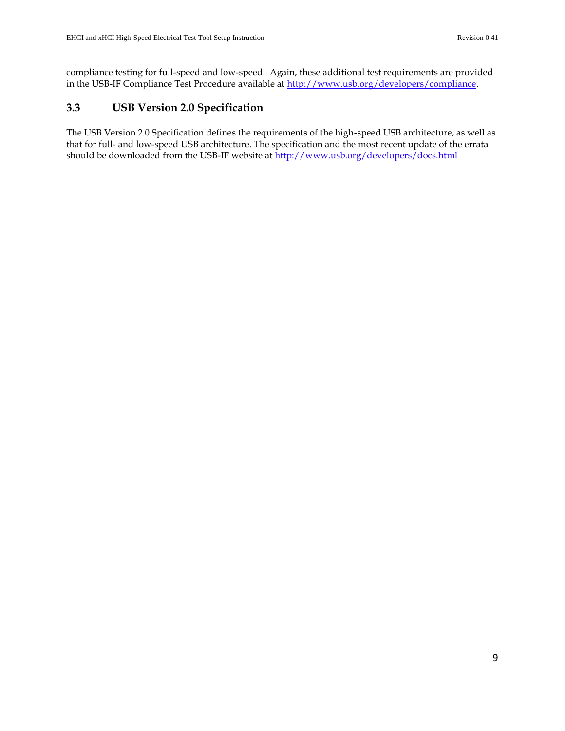compliance testing for full-speed and low-speed. Again, these additional test requirements are provided in the USB-IF Compliance Test Procedure available at http://www.usb.org/developers/compliance.

## 3.3 USB Version 2.0 Specification

The USB Version 2.0 Specification defines the requirements of the high-speed USB architecture, as well as that for full- and low-speed USB architecture. The specification and the most recent update of the errata should be downloaded from the USB-IF website at http://www.usb.org/developers/docs.html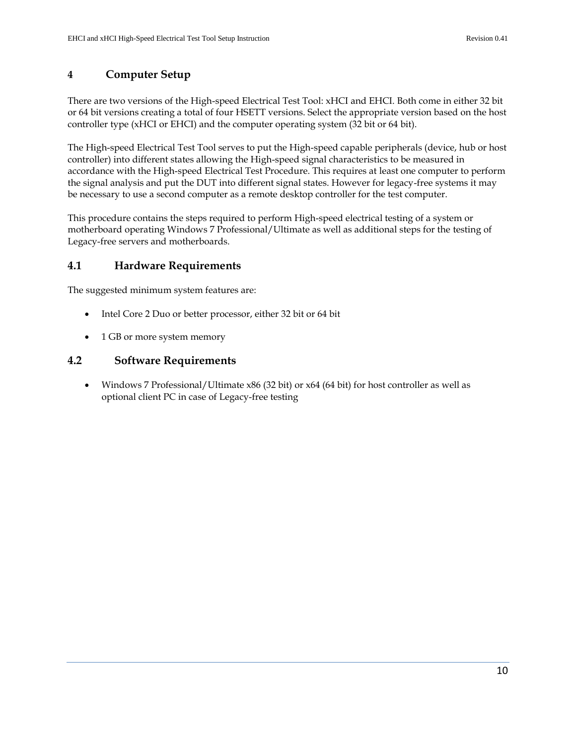# 4 Computer Setup

There are two versions of the High-speed Electrical Test Tool: xHCI and EHCI. Both come in either 32 bit or 64 bit versions creating a total of four HSETT versions. Select the appropriate version based on the host controller type (xHCI or EHCI) and the computer operating system (32 bit or 64 bit).

The High-speed Electrical Test Tool serves to put the High-speed capable peripherals (device, hub or host controller) into different states allowing the High-speed signal characteristics to be measured in accordance with the High-speed Electrical Test Procedure. This requires at least one computer to perform the signal analysis and put the DUT into different signal states. However for legacy-free systems it may be necessary to use a second computer as a remote desktop controller for the test computer.

This procedure contains the steps required to perform High-speed electrical testing of a system or motherboard operating Windows 7 Professional/Ultimate as well as additional steps for the testing of Legacy-free servers and motherboards.

## 4.1 Hardware Requirements

The suggested minimum system features are:

- Intel Core 2 Duo or better processor, either 32 bit or 64 bit
- 1 GB or more system memory

## 4.2 Software Requirements

- Windows 7 Professional/Ultimate x86 (32 bit) or x64 (64 bit) for host controller as well as optional client PC in case of Legacy-free testing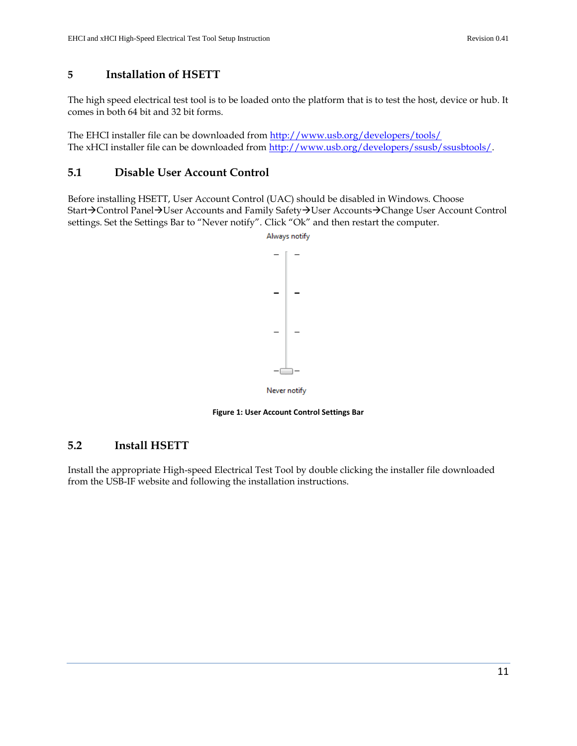# 5 Installation of HSETT

The high speed electrical test tool is to be loaded onto the platform that is to test the host, device or hub. It comes in both 64 bit and 32 bit forms.

The EHCI installer file can be downloaded from http://www.usb.org/developers/tools/
The xHCI installer file can be downloaded from http://www.usb.org/developers/ssusb/ssusbtools/.

## 5.1 Disable User Account Control

Before installing HSETT, User Account Control (UAC) should be disabled in Windows. Choose Start→Control Panel→User Accounts and Family Safety→User Accounts→Change User Account Control settings. Set the Settings Bar to "Never notify". Click "Ok" and then restart the computer.

Always notify

Never notify

**Figure 1: User Account Control Settings Bar**

## 5.2 Install HSETT

Install the appropriate High-speed Electrical Test Tool by double clicking the installer file downloaded from the USB-IF website and following the installation instructions.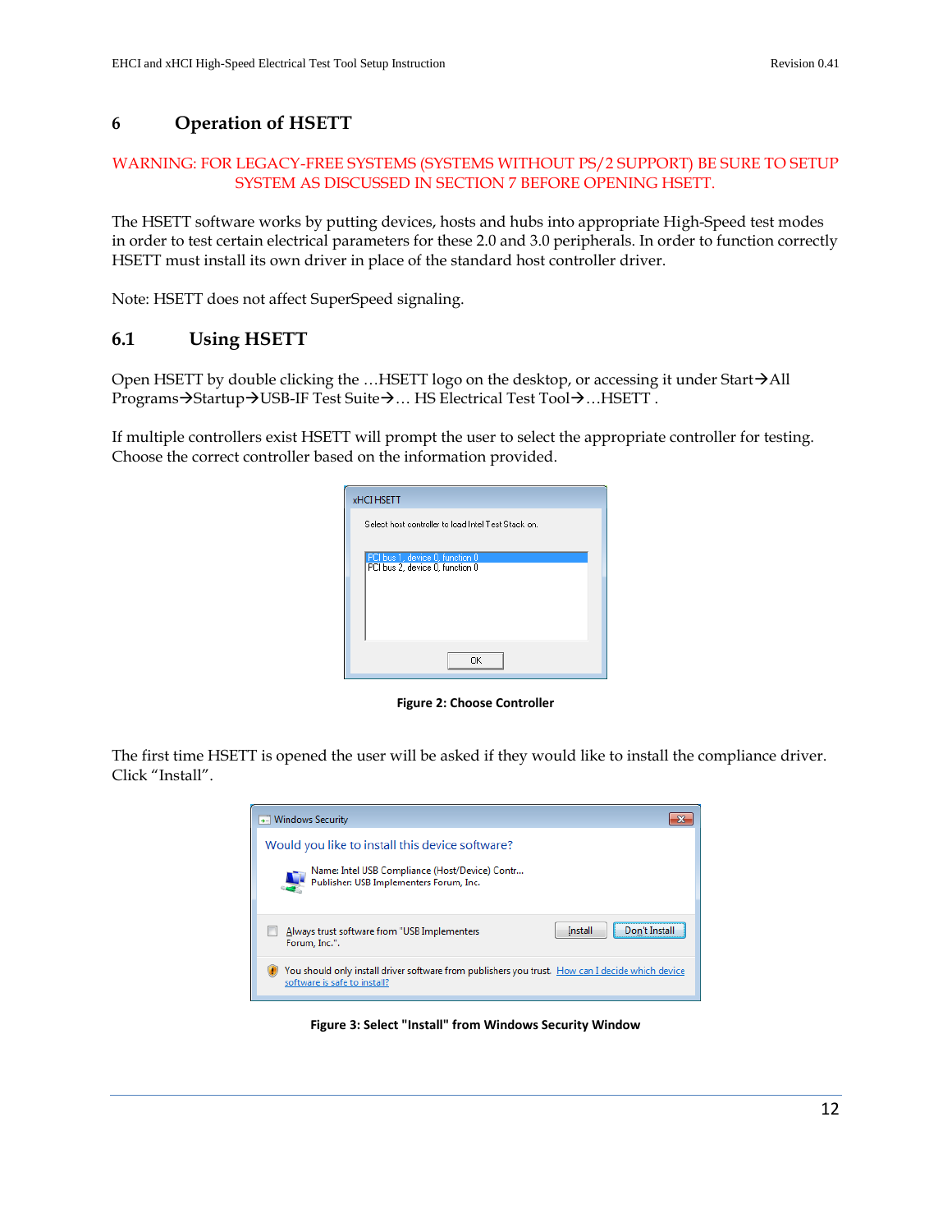# 6 Operation of HSETT

WARNING: FOR LEGACY-FREE SYSTEMS (SYSTEMS WITHOUT PS/2 SUPPORT) BE SURE TO SETUP SYSTEM AS DISCUSSED IN SECTION 7 BEFORE OPENING HSETT.

The HSETT software works by putting devices, hosts and hubs into appropriate High-Speed test modes in order to test certain electrical parameters for these 2.0 and 3.0 peripherals. In order to function correctly HSETT must install its own driver in place of the standard host controller driver.

Note: HSETT does not affect SuperSpeed signaling.

## 6.1 Using HSETT

Open HSETT by double clicking the …HSETT logo on the desktop, or accessing it under Start→All Programs→Startup→USB-IF Test Suite→… HS Electrical Test Tool→…HSETT .

If multiple controllers exist HSETT will prompt the user to select the appropriate controller for testing. Choose the correct controller based on the information provided.

**Figure 2: Choose Controller**

The first time HSETT is opened the user will be asked if they would like to install the compliance driver. Click "Install".

**Figure 3: Select "Install" from Windows Security Window**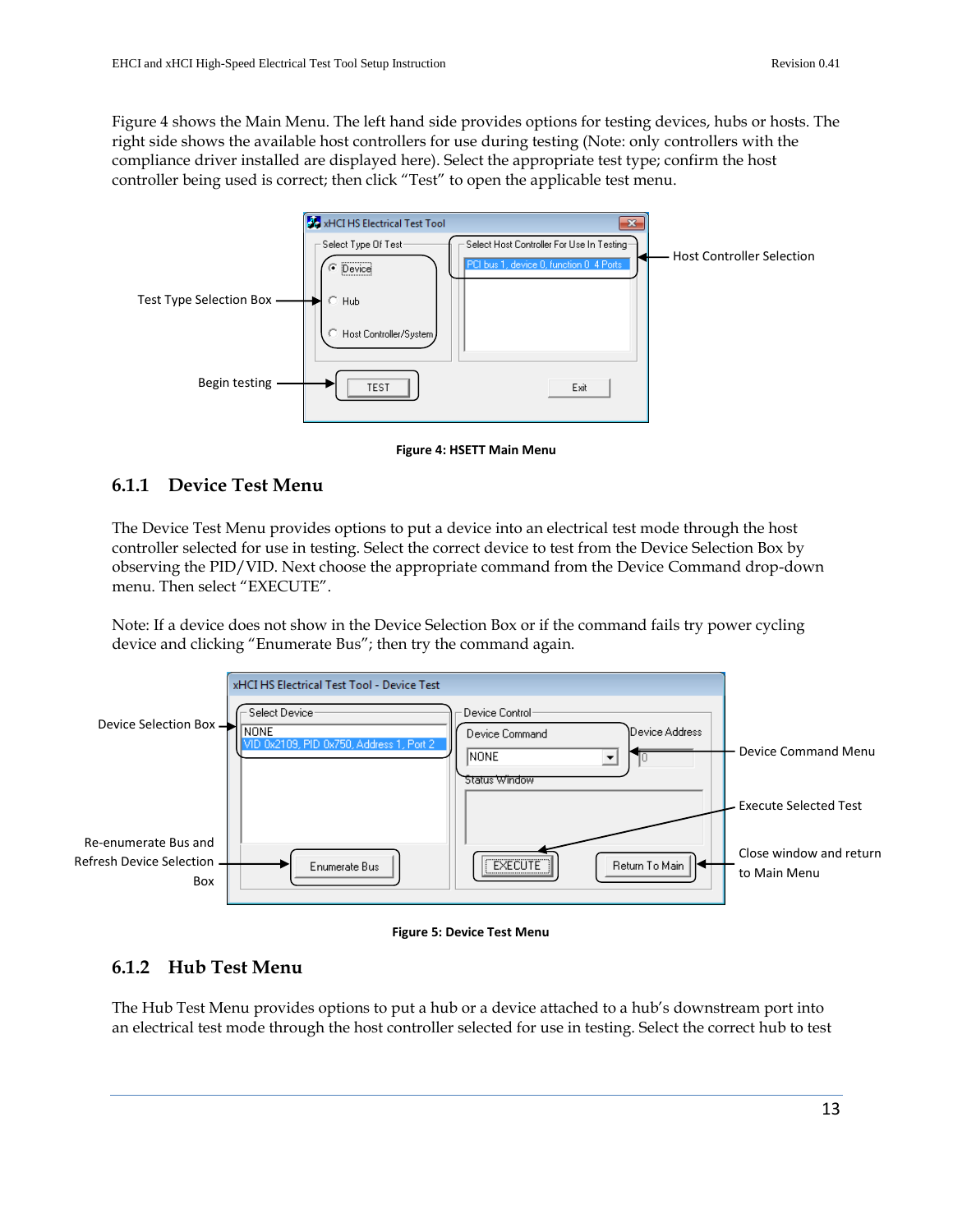Figure 4 shows the Main Menu. The left hand side provides options for testing devices, hubs or hosts. The right side shows the available host controllers for use during testing (Note: only controllers with the compliance driver installed are displayed here). Select the appropriate test type; confirm the host controller being used is correct; then click "Test" to open the applicable test menu.

**Figure 4: HSETT Main Menu**

### 6.1.1 Device Test Menu

The Device Test Menu provides options to put a device into an electrical test mode through the host controller selected for use in testing. Select the correct device to test from the Device Selection Box by observing the PID/VID. Next choose the appropriate command from the Device Command drop-down menu. Then select "EXECUTE".

Note: If a device does not show in the Device Selection Box or if the command fails try power cycling device and clicking "Enumerate Bus"; then try the command again.

**Figure 5: Device Test Menu**

### 6.1.2 Hub Test Menu

The Hub Test Menu provides options to put a hub or a device attached to a hub's downstream port into an electrical test mode through the host controller selected for use in testing. Select the correct hub to test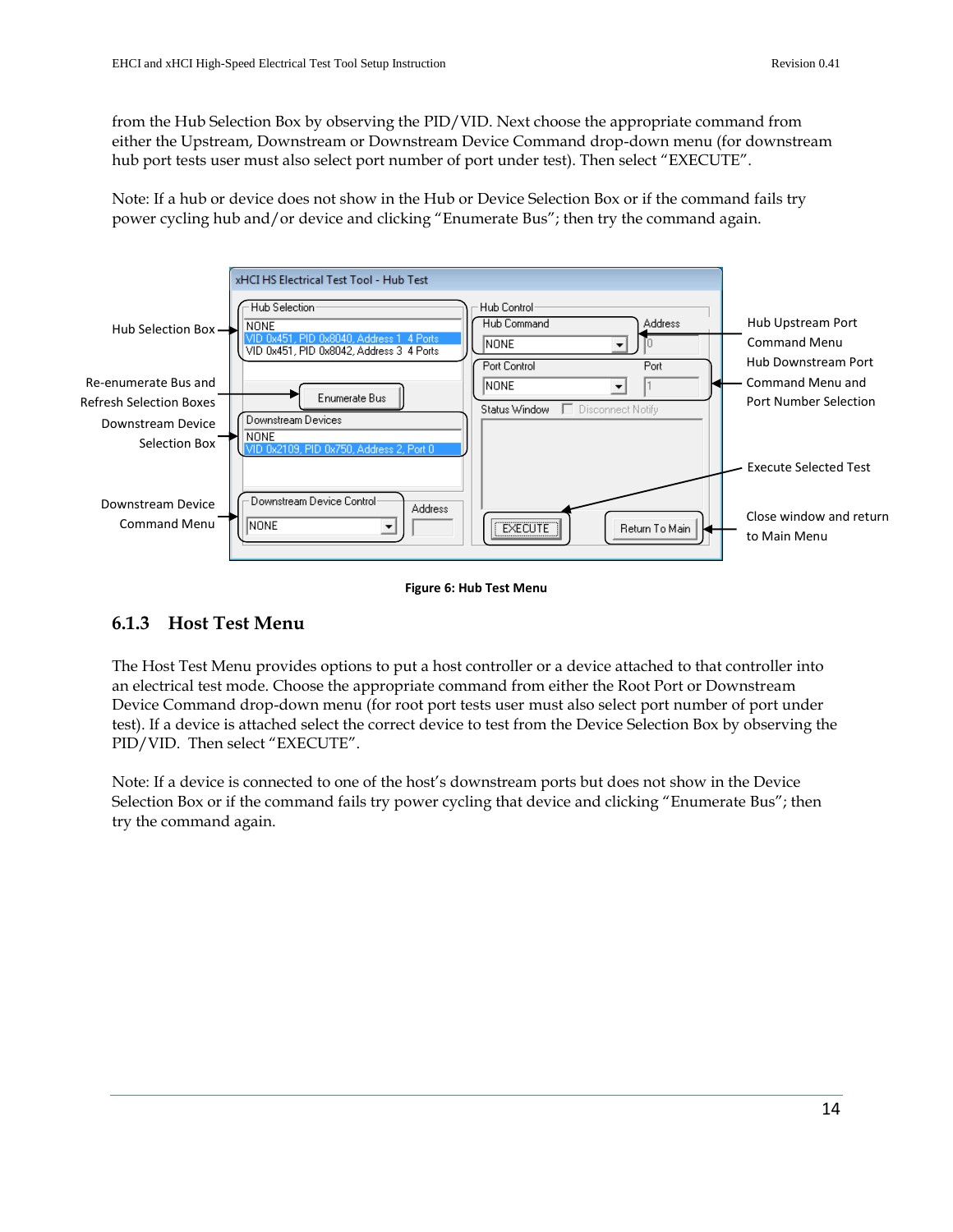from the Hub Selection Box by observing the PID/VID. Next choose the appropriate command from either the Upstream, Downstream or Downstream Device Command drop-down menu (for downstream hub port tests user must also select port number of port under test). Then select "EXECUTE".

Note: If a hub or device does not show in the Hub or Device Selection Box or if the command fails try power cycling hub and/or device and clicking "Enumerate Bus"; then try the command again.

Figure 6: Hub Test Menu

### 6.1.3 Host Test Menu

The Host Test Menu provides options to put a host controller or a device attached to that controller into an electrical test mode. Choose the appropriate command from either the Root Port or Downstream Device Command drop-down menu (for root port tests user must also select port number of port under test). If a device is attached select the correct device to test from the Device Selection Box by observing the PID/VID. Then select "EXECUTE".

Note: If a device is connected to one of the host's downstream ports but does not show in the Device Selection Box or if the command fails try power cycling that device and clicking "Enumerate Bus"; then try the command again.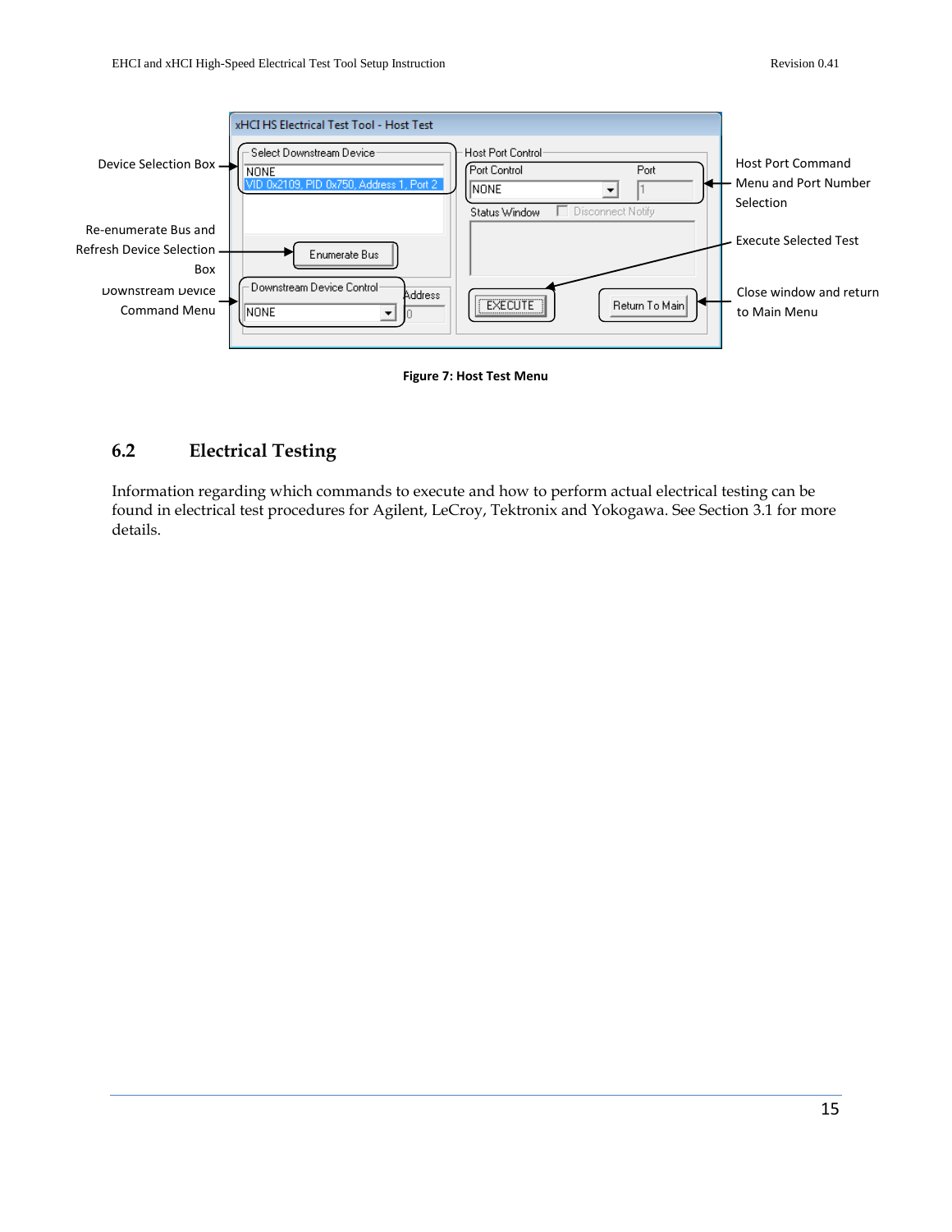Device Selection Box

Re-enumerate Bus and Refresh Device Selection Box

Downstream Device Command Menu

Host Port Command Menu and Port Number Selection

Execute Selected Test

Close window and return to Main Menu

xHCI HS Electrical Test Tool - Host Test

Select Downstream Device

NONE

VID 0x2109, PID 0x750, Address 1, Port 2

Enumerate Bus

Downstream Device Control

NONE

Address

0

Host Port Control

Port Control

NONE

Port

1

Status Window

Disconnect Notify

EXECUTE

Return To Main

**Figure 7: Host Test Menu**

## 6.2 Electrical Testing

Information regarding which commands to execute and how to perform actual electrical testing can be found in electrical test procedures for Agilent, LeCroy, Tektronix and Yokogawa. See Section 3.1 for more details.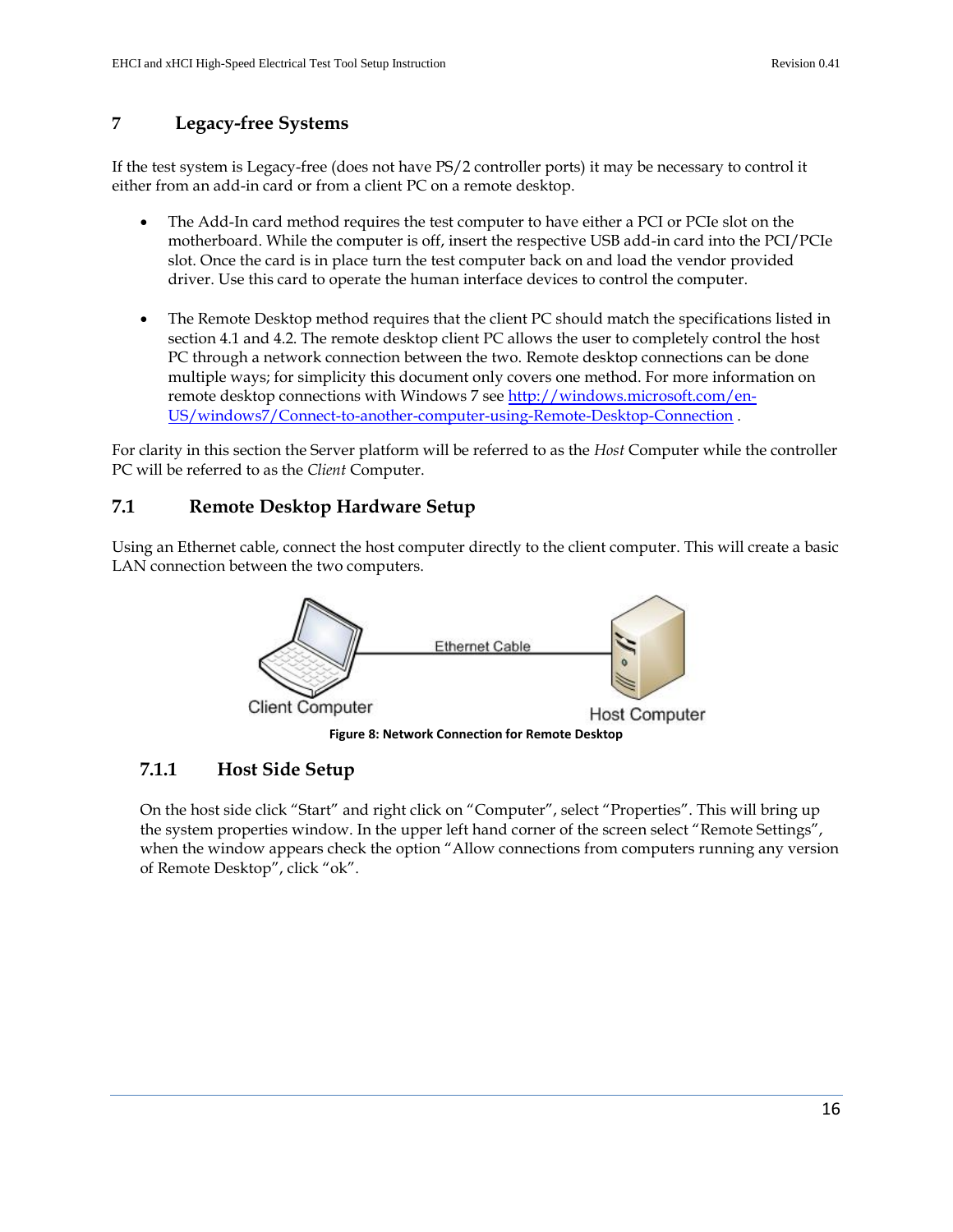# 7 Legacy-free Systems

If the test system is Legacy-free (does not have PS/2 controller ports) it may be necessary to control it either from an add-in card or from a client PC on a remote desktop.

- The Add-In card method requires the test computer to have either a PCI or PCIe slot on the motherboard. While the computer is off, insert the respective USB add-in card into the PCI/PCIe slot. Once the card is in place turn the test computer back on and load the vendor provided driver. Use this card to operate the human interface devices to control the computer.

- The Remote Desktop method requires that the client PC should match the specifications listed in section 4.1 and 4.2. The remote desktop client PC allows the user to completely control the host PC through a network connection between the two. Remote desktop connections can be done multiple ways; for simplicity this document only covers one method. For more information on remote desktop connections with Windows 7 see [http://windows.microsoft.com/en-US/windows7/Connect-to-another-computer-using-Remote-Desktop-Connection](http://windows.microsoft.com/en-US/windows7/Connect-to-another-computer-using-Remote-Desktop-Connection) .

For clarity in this section the Server platform will be referred to as the *Host* Computer while the controller PC will be referred to as the *Client* Computer.

## 7.1 Remote Desktop Hardware Setup

Using an Ethernet cable, connect the host computer directly to the client computer. This will create a basic LAN connection between the two computers.

Client Computer — Ethernet Cable — Host Computer

**Figure 8: Network Connection for Remote Desktop**

### 7.1.1 Host Side Setup

On the host side click “Start” and right click on “Computer”, select “Properties”. This will bring up the system properties window. In the upper left hand corner of the screen select “Remote Settings”, when the window appears check the option “Allow connections from computers running any version of Remote Desktop”, click “ok”.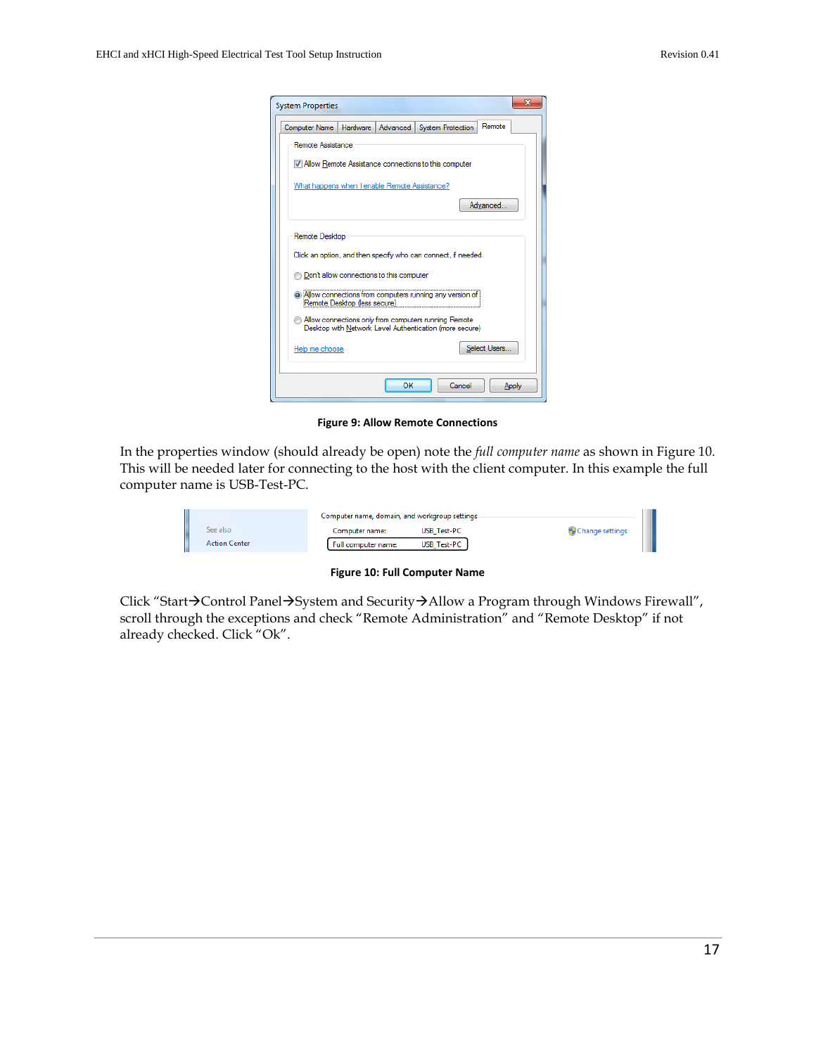**Figure 9: Allow Remote Connections**

In the properties window (should already be open) note the *full computer name* as shown in Figure 10. This will be needed later for connecting to the host with the client computer. In this example the full computer name is USB-Test-PC.

**Figure 10: Full Computer Name**

Click "Start→Control Panel→System and Security→Allow a Program through Windows Firewall", scroll through the exceptions and check "Remote Administration" and "Remote Desktop" if not already checked. Click "Ok".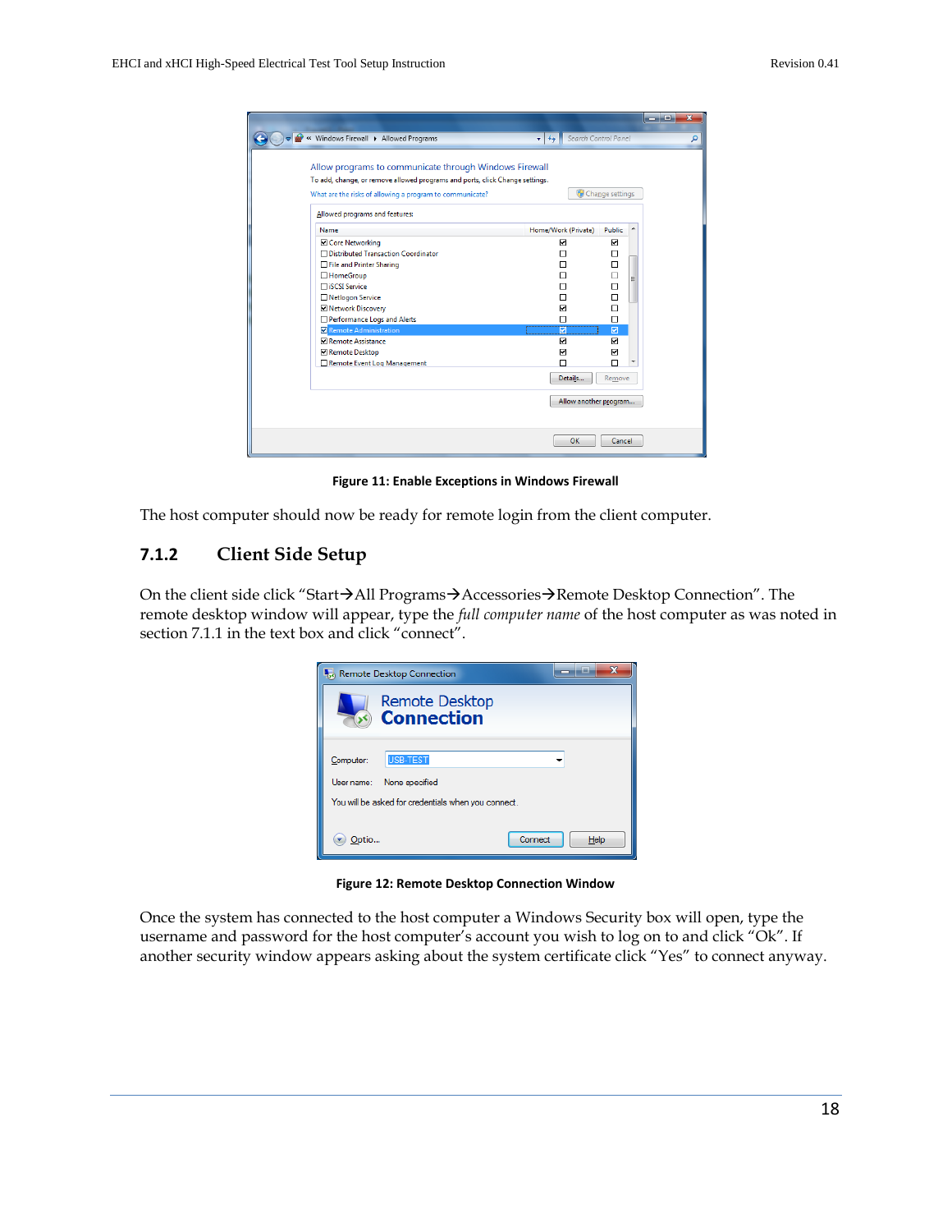Figure 11: Enable Exceptions in Windows Firewall

The host computer should now be ready for remote login from the client computer.

### 7.1.2 Client Side Setup

On the client side click “Start→All Programs→Accessories→Remote Desktop Connection”. The remote desktop window will appear, type the *full computer name* of the host computer as was noted in section 7.1.1 in the text box and click “connect”.

Figure 12: Remote Desktop Connection Window

Once the system has connected to the host computer a Windows Security box will open, type the username and password for the host computer’s account you wish to log on to and click “Ok”. If another security window appears asking about the system certificate click “Yes” to connect anyway.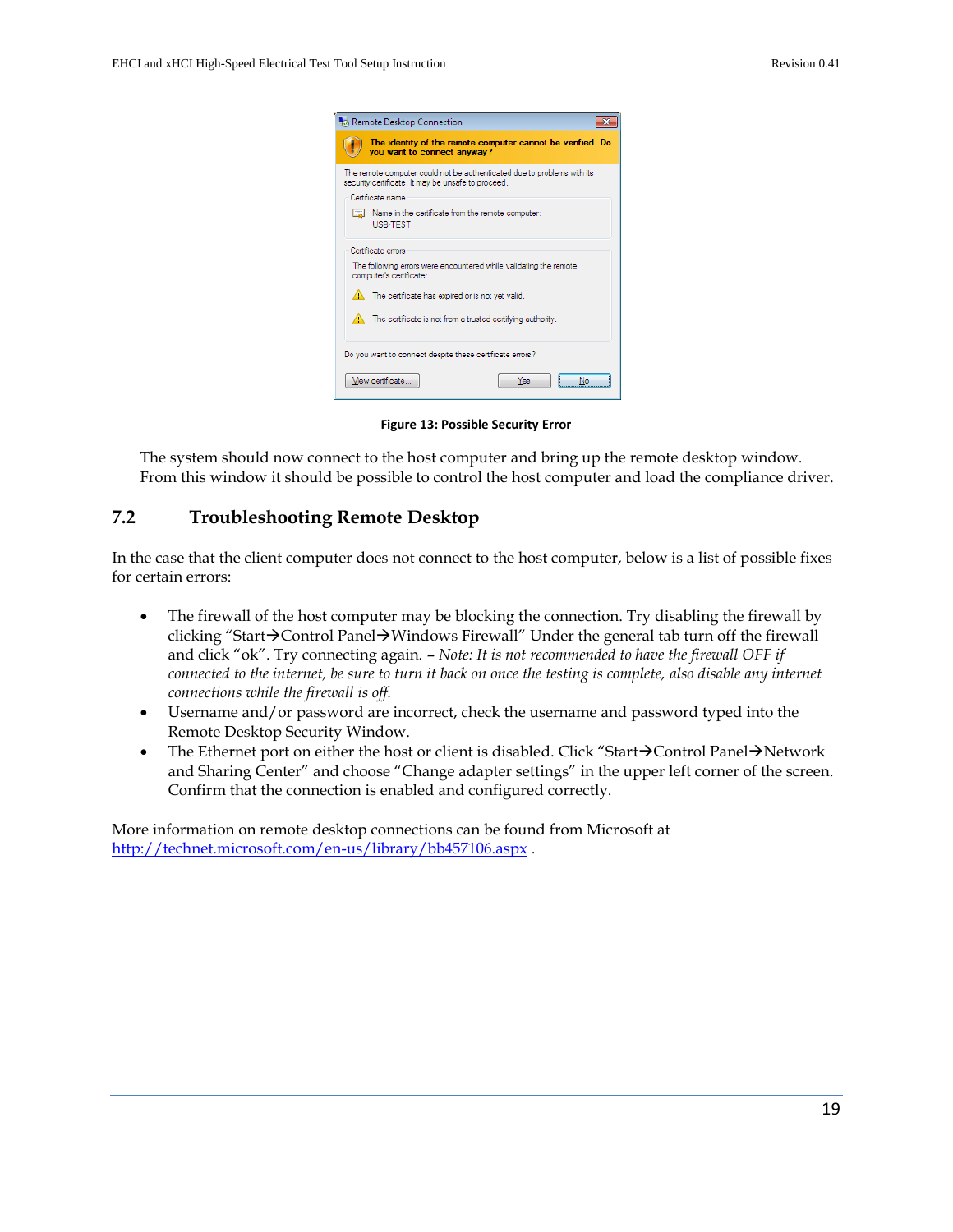Figure 13: Possible Security Error

The system should now connect to the host computer and bring up the remote desktop window. From this window it should be possible to control the host computer and load the compliance driver.

## 7.2 Troubleshooting Remote Desktop

In the case that the client computer does not connect to the host computer, below is a list of possible fixes for certain errors:

- The firewall of the host computer may be blocking the connection. Try disabling the firewall by clicking “Start→Control Panel→Windows Firewall” Under the general tab turn off the firewall and click “ok”. Try connecting again. – *Note: It is not recommended to have the firewall OFF if connected to the internet, be sure to turn it back on once the testing is complete, also disable any internet connections while the firewall is off.*
- Username and/or password are incorrect, check the username and password typed into the Remote Desktop Security Window.
- The Ethernet port on either the host or client is disabled. Click “Start→Control Panel→Network and Sharing Center” and choose “Change adapter settings” in the upper left corner of the screen. Confirm that the connection is enabled and configured correctly.

More information on remote desktop connections can be found from Microsoft at http://technet.microsoft.com/en-us/library/bb457106.aspx .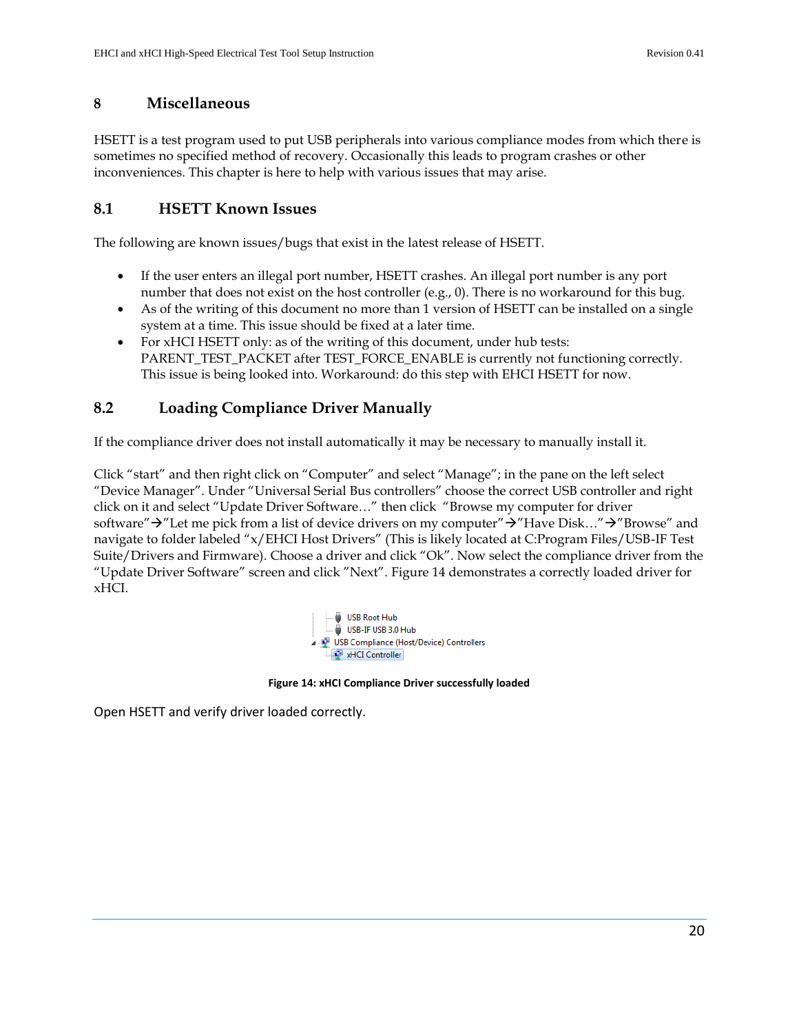# 8 Miscellaneous

HSETT is a test program used to put USB peripherals into various compliance modes from which there is sometimes no specified method of recovery. Occasionally this leads to program crashes or other inconveniences. This chapter is here to help with various issues that may arise.

## 8.1 HSETT Known Issues

The following are known issues/bugs that exist in the latest release of HSETT.

- If the user enters an illegal port number, HSETT crashes. An illegal port number is any port number that does not exist on the host controller (e.g., 0). There is no workaround for this bug.
- As of the writing of this document no more than 1 version of HSETT can be installed on a single system at a time. This issue should be fixed at a later time.
- For xHCI HSETT only: as of the writing of this document, under hub tests: PARENT_TEST_PACKET after TEST_FORCE_ENABLE is currently not functioning correctly. This issue is being looked into. Workaround: do this step with EHCI HSETT for now.

## 8.2 Loading Compliance Driver Manually

If the compliance driver does not install automatically it may be necessary to manually install it.

Click "start" and then right click on "Computer" and select "Manage"; in the pane on the left select "Device Manager". Under "Universal Serial Bus controllers" choose the correct USB controller and right click on it and select "Update Driver Software…" then click "Browse my computer for driver software"→"Let me pick from a list of device drivers on my computer"→"Have Disk…"→"Browse" and navigate to folder labeled "x/EHCI Host Drivers" (This is likely located at C:Program Files/USB-IF Test Suite/Drivers and Firmware). Choose a driver and click "Ok". Now select the compliance driver from the "Update Driver Software" screen and click "Next". Figure 14 demonstrates a correctly loaded driver for xHCI.

USB Root Hub
USB-IF USB 3.0 Hub
USB Compliance (Host/Device) Controllers
xHCI Controller

**Figure 14: xHCI Compliance Driver successfully loaded**

Open HSETT and verify driver loaded correctly.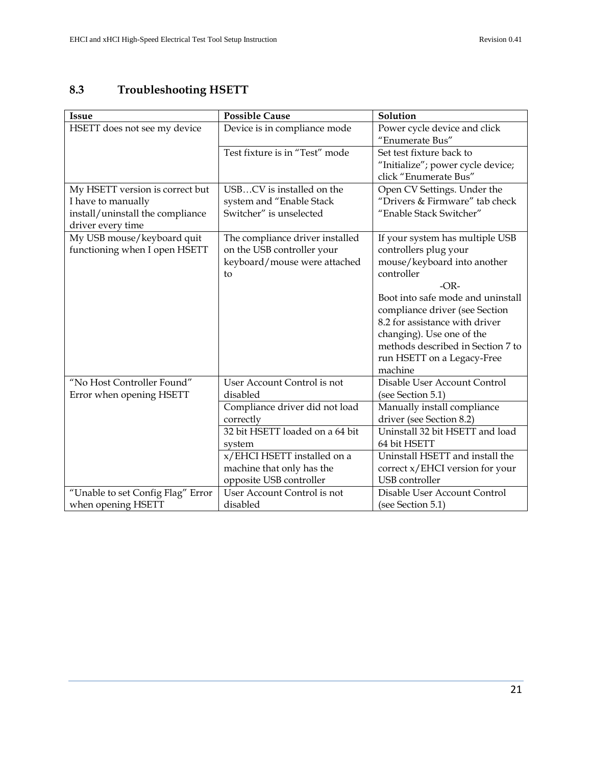## 8.3 Troubleshooting HSETT

| Issue | Possible Cause | Solution |
|---|---|---|
| HSETT does not see my device | Device is in compliance mode | Power cycle device and click "Enumerate Bus" |
| | Test fixture is in "Test" mode | Set test fixture back to "Initialize"; power cycle device; click "Enumerate Bus" |
| My HSETT version is correct but I have to manually install/uninstall the compliance driver every time | USB…CV is installed on the system and "Enable Stack Switcher" is unselected | Open CV Settings. Under the "Drivers & Firmware" tab check "Enable Stack Switcher" |
| My USB mouse/keyboard quit functioning when I open HSETT | The compliance driver installed on the USB controller your keyboard/mouse were attached to | If your system has multiple USB controllers plug your mouse/keyboard into another controller<br>-OR-<br>Boot into safe mode and uninstall compliance driver (see Section 8.2 for assistance with driver changing). Use one of the methods described in Section 7 to run HSETT on a Legacy-Free machine |
| "No Host Controller Found" Error when opening HSETT | User Account Control is not disabled | Disable User Account Control (see Section 5.1) |
| | Compliance driver did not load correctly | Manually install compliance driver (see Section 8.2) |
| | 32 bit HSETT loaded on a 64 bit system | Uninstall 32 bit HSETT and load 64 bit HSETT |
| | x/EHCI HSETT installed on a machine that only has the opposite USB controller | Uninstall HSETT and install the correct x/EHCI version for your USB controller |
| "Unable to set Config Flag" Error when opening HSETT | User Account Control is not disabled | Disable User Account Control (see Section 5.1) |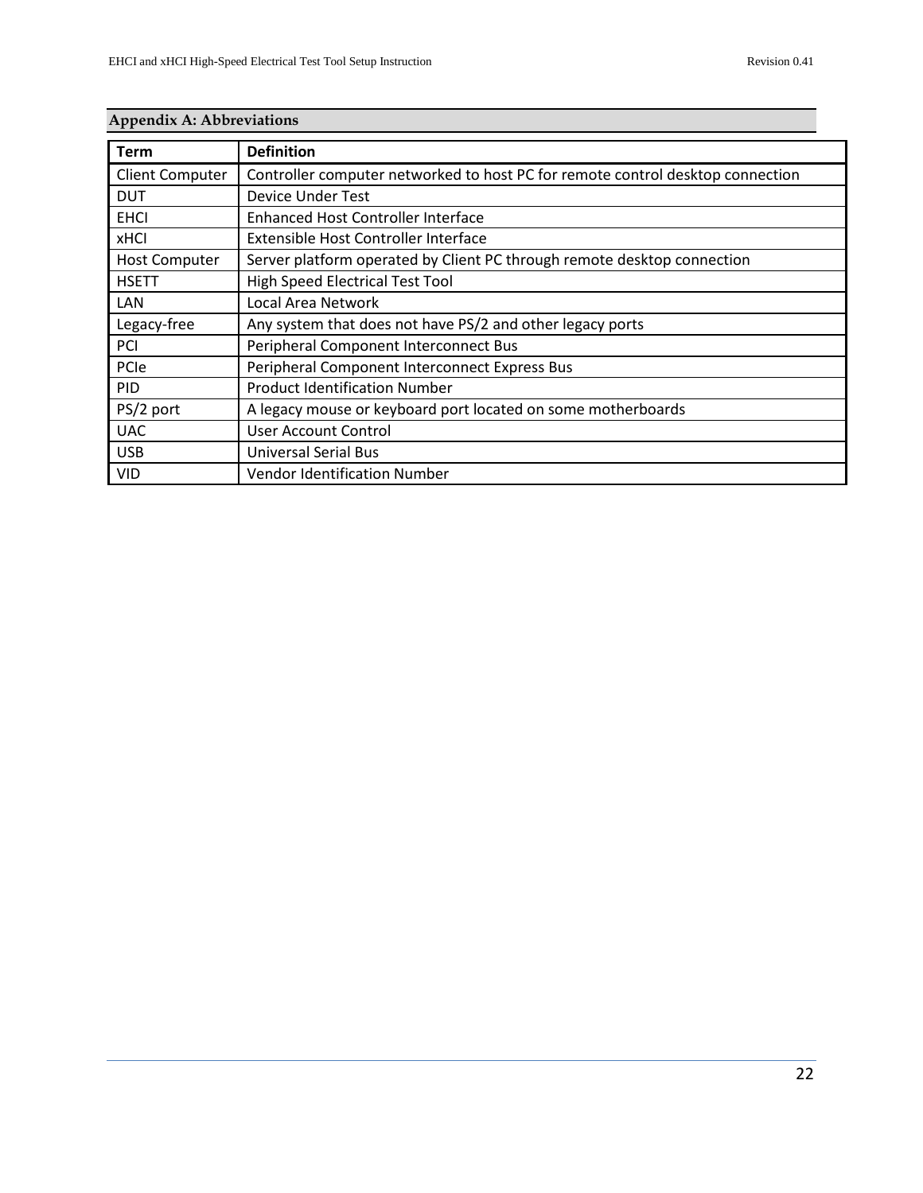## Appendix A: Abbreviations

| Term | Definition |
|---|---|
| Client Computer | Controller computer networked to host PC for remote control desktop connection |
| DUT | Device Under Test |
| EHCI | Enhanced Host Controller Interface |
| xHCI | Extensible Host Controller Interface |
| Host Computer | Server platform operated by Client PC through remote desktop connection |
| HSETT | High Speed Electrical Test Tool |
| LAN | Local Area Network |
| Legacy-free | Any system that does not have PS/2 and other legacy ports |
| PCI | Peripheral Component Interconnect Bus |
| PCIe | Peripheral Component Interconnect Express Bus |
| PID | Product Identification Number |
| PS/2 port | A legacy mouse or keyboard port located on some motherboards |
| UAC | User Account Control |
| USB | Universal Serial Bus |
| VID | Vendor Identification Number |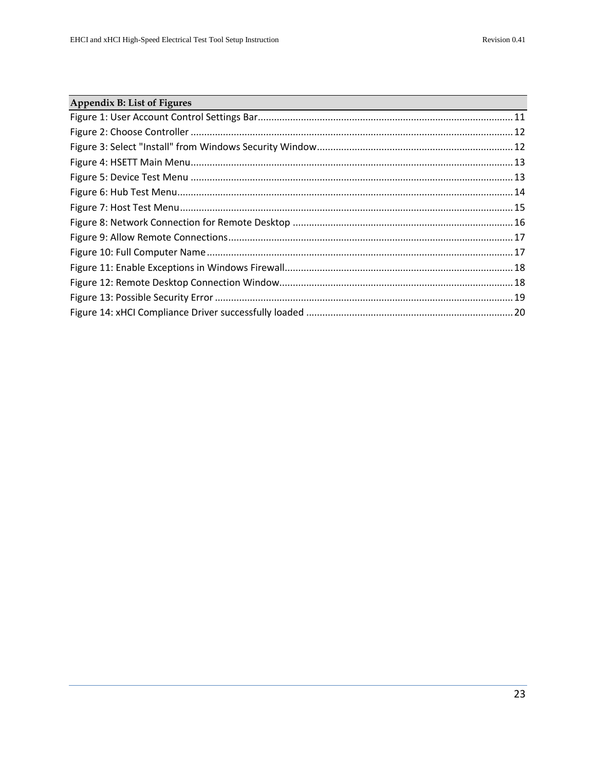## Appendix B: List of Figures

Figure 1: User Account Control Settings Bar.......... 11
Figure 2: Choose Controller .......... 12
Figure 3: Select "Install" from Windows Security Window.......... 12
Figure 4: HSETT Main Menu.......... 13
Figure 5: Device Test Menu .......... 13
Figure 6: Hub Test Menu.......... 14
Figure 7: Host Test Menu.......... 15
Figure 8: Network Connection for Remote Desktop .......... 16
Figure 9: Allow Remote Connections.......... 17
Figure 10: Full Computer Name.......... 17
Figure 11: Enable Exceptions in Windows Firewall.......... 18
Figure 12: Remote Desktop Connection Window.......... 18
Figure 13: Possible Security Error .......... 19
Figure 14: xHCI Compliance Driver successfully loaded .......... 20